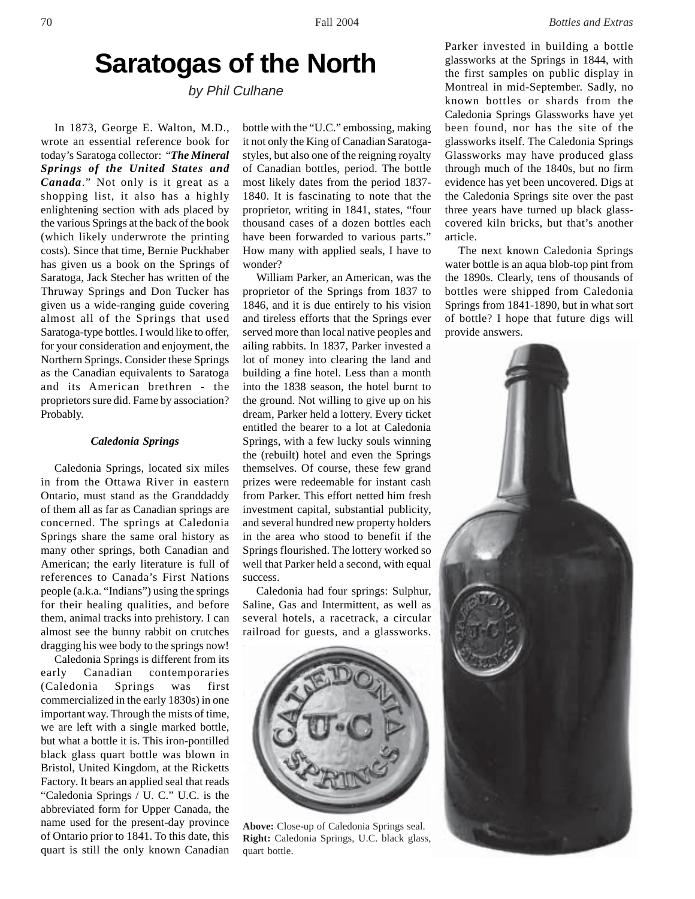# Saratogas of the North

*by Phil Culhane*

In 1873, George E. Walton, M.D., wrote an essential reference book for today's Saratoga collector: "***The Mineral Springs of the United States and Canada***." Not only is it great as a shopping list, it also has a highly enlightening section with ads placed by the various Springs at the back of the book (which likely underwrote the printing costs). Since that time, Bernie Puckhaber has given us a book on the Springs of Saratoga, Jack Stecher has written of the Thruway Springs and Don Tucker has given us a wide-ranging guide covering almost all of the Springs that used Saratoga-type bottles. I would like to offer, for your consideration and enjoyment, the Northern Springs. Consider these Springs as the Canadian equivalents to Saratoga and its American brethren - the proprietors sure did. Fame by association? Probably.

### *Caledonia Springs*

Caledonia Springs, located six miles in from the Ottawa River in eastern Ontario, must stand as the Granddaddy of them all as far as Canadian springs are concerned. The springs at Caledonia Springs share the same oral history as many other springs, both Canadian and American; the early literature is full of references to Canada's First Nations people (a.k.a. "Indians") using the springs for their healing qualities, and before them, animal tracks into prehistory. I can almost see the bunny rabbit on crutches dragging his wee body to the springs now!

Caledonia Springs is different from its early Canadian contemporaries (Caledonia Springs was first commercialized in the early 1830s) in one important way. Through the mists of time, we are left with a single marked bottle, but what a bottle it is. This iron-pontilled black glass quart bottle was blown in Bristol, United Kingdom, at the Ricketts Factory. It bears an applied seal that reads "Caledonia Springs / U. C." U.C. is the abbreviated form for Upper Canada, the name used for the present-day province of Ontario prior to 1841. To this date, this quart is still the only known Canadian bottle with the "U.C." embossing, making it not only the King of Canadian Saratoga-styles, but also one of the reigning royalty of Canadian bottles, period. The bottle most likely dates from the period 1837-1840. It is fascinating to note that the proprietor, writing in 1841, states, "four thousand cases of a dozen bottles each have been forwarded to various parts." How many with applied seals, I have to wonder?

William Parker, an American, was the proprietor of the Springs from 1837 to 1846, and it is due entirely to his vision and tireless efforts that the Springs ever served more than local native peoples and ailing rabbits. In 1837, Parker invested a lot of money into clearing the land and building a fine hotel. Less than a month into the 1838 season, the hotel burnt to the ground. Not willing to give up on his dream, Parker held a lottery. Every ticket entitled the bearer to a lot at Caledonia Springs, with a few lucky souls winning the (rebuilt) hotel and even the Springs themselves. Of course, these few grand prizes were redeemable for instant cash from Parker. This effort netted him fresh investment capital, substantial publicity, and several hundred new property holders in the area who stood to benefit if the Springs flourished. The lottery worked so well that Parker held a second, with equal success.

Caledonia had four springs: Sulphur, Saline, Gas and Intermittent, as well as several hotels, a racetrack, a circular railroad for guests, and a glassworks. Parker invested in building a bottle glassworks at the Springs in 1844, with the first samples on public display in Montreal in mid-September. Sadly, no known bottles or shards from the Caledonia Springs Glassworks have yet been found, nor has the site of the glassworks itself. The Caledonia Springs Glassworks may have produced glass through much of the 1840s, but no firm evidence has yet been uncovered. Digs at the Caledonia Springs site over the past three years have turned up black glass-covered kiln bricks, but that's another article.

The next known Caledonia Springs water bottle is an aqua blob-top pint from the 1890s. Clearly, tens of thousands of bottles were shipped from Caledonia Springs from 1841-1890, but in what sort of bottle? I hope that future digs will provide answers.

**Above:** Close-up of Caledonia Springs seal.
**Right:** Caledonia Springs, U.C. black glass, quart bottle.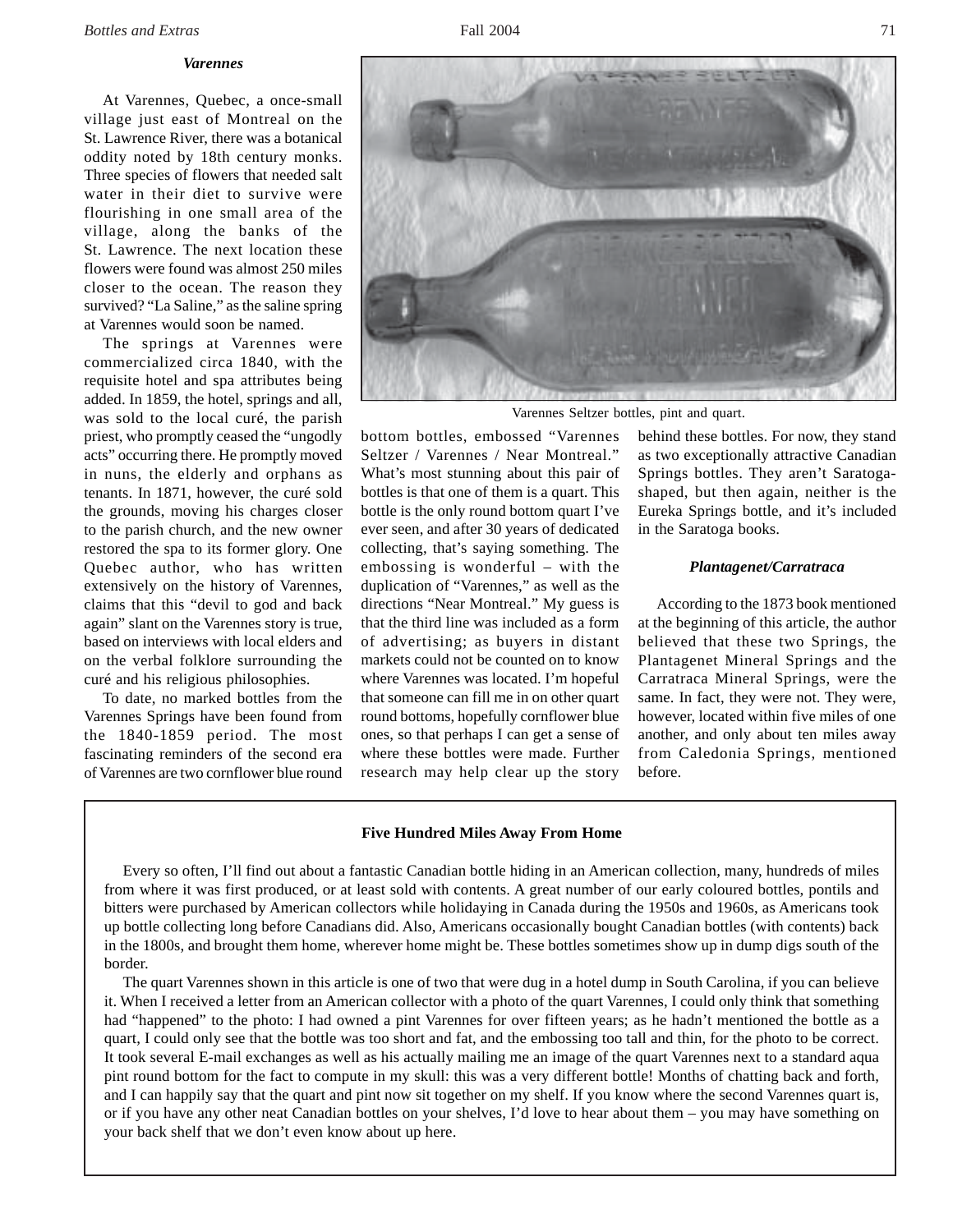### *Varennes*

At Varennes, Quebec, a once-small village just east of Montreal on the St. Lawrence River, there was a botanical oddity noted by 18th century monks. Three species of flowers that needed salt water in their diet to survive were flourishing in one small area of the village, along the banks of the St. Lawrence. The next location these flowers were found was almost 250 miles closer to the ocean. The reason they survived? "La Saline," as the saline spring at Varennes would soon be named.

The springs at Varennes were commercialized circa 1840, with the requisite hotel and spa attributes being added. In 1859, the hotel, springs and all, was sold to the local curé, the parish priest, who promptly ceased the "ungodly acts" occurring there. He promptly moved in nuns, the elderly and orphans as tenants. In 1871, however, the curé sold the grounds, moving his charges closer to the parish church, and the new owner restored the spa to its former glory. One Quebec author, who has written extensively on the history of Varennes, claims that this "devil to god and back again" slant on the Varennes story is true, based on interviews with local elders and on the verbal folklore surrounding the curé and his religious philosophies.

To date, no marked bottles from the Varennes Springs have been found from the 1840-1859 period. The most fascinating reminders of the second era of Varennes are two cornflower blue round bottom bottles, embossed "Varennes Seltzer / Varennes / Near Montreal." What's most stunning about this pair of bottles is that one of them is a quart. This bottle is the only round bottom quart I've ever seen, and after 30 years of dedicated collecting, that's saying something. The embossing is wonderful – with the duplication of "Varennes," as well as the directions "Near Montreal." My guess is that the third line was included as a form of advertising; as buyers in distant markets could not be counted on to know where Varennes was located. I'm hopeful that someone can fill me in on other quart round bottoms, hopefully cornflower blue ones, so that perhaps I can get a sense of where these bottles were made. Further research may help clear up the story behind these bottles. For now, they stand as two exceptionally attractive Canadian Springs bottles. They aren't Saratoga-shaped, but then again, neither is the Eureka Springs bottle, and it's included in the Saratoga books.

Varennes Seltzer bottles, pint and quart.

### *Plantagenet/Carratraca*

According to the 1873 book mentioned at the beginning of this article, the author believed that these two Springs, the Plantagenet Mineral Springs and the Carratraca Mineral Springs, were the same. In fact, they were not. They were, however, located within five miles of one another, and only about ten miles away from Caledonia Springs, mentioned before.

---

**Five Hundred Miles Away From Home**

Every so often, I'll find out about a fantastic Canadian bottle hiding in an American collection, many, hundreds of miles from where it was first produced, or at least sold with contents. A great number of our early coloured bottles, pontils and bitters were purchased by American collectors while holidaying in Canada during the 1950s and 1960s, as Americans took up bottle collecting long before Canadians did. Also, Americans occasionally bought Canadian bottles (with contents) back in the 1800s, and brought them home, wherever home might be. These bottles sometimes show up in dump digs south of the border.

The quart Varennes shown in this article is one of two that were dug in a hotel dump in South Carolina, if you can believe it. When I received a letter from an American collector with a photo of the quart Varennes, I could only think that something had "happened" to the photo: I had owned a pint Varennes for over fifteen years; as he hadn't mentioned the bottle as a quart, I could only see that the bottle was too short and fat, and the embossing too tall and thin, for the photo to be correct. It took several E-mail exchanges as well as his actually mailing me an image of the quart Varennes next to a standard aqua pint round bottom for the fact to compute in my skull: this was a very different bottle! Months of chatting back and forth, and I can happily say that the quart and pint now sit together on my shelf. If you know where the second Varennes quart is, or if you have any other neat Canadian bottles on your shelves, I'd love to hear about them – you may have something on your back shelf that we don't even know about up here.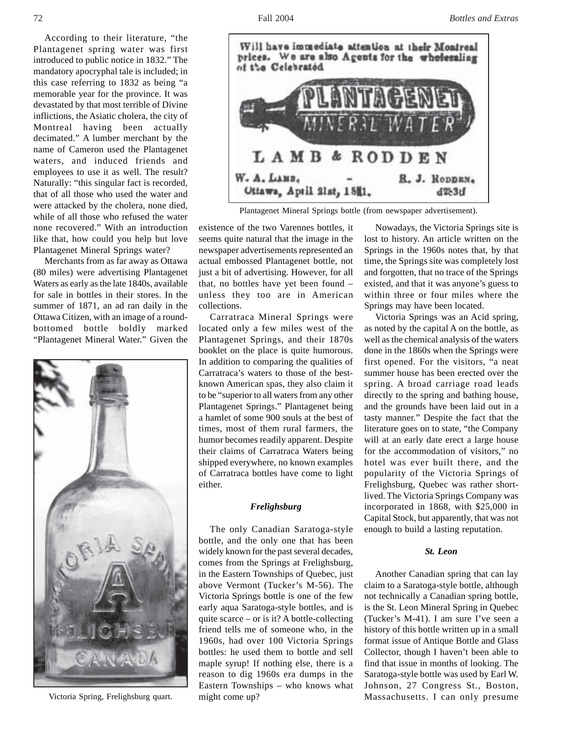According to their literature, "the Plantagenet spring water was first introduced to public notice in 1832." The mandatory apocryphal tale is included; in this case referring to 1832 as being "a memorable year for the province. It was devastated by that most terrible of Divine inflictions, the Asiatic cholera, the city of Montreal having been actually decimated." A lumber merchant by the name of Cameron used the Plantagenet waters, and induced friends and employees to use it as well. The result? Naturally: "this singular fact is recorded, that of all those who used the water and were attacked by the cholera, none died, while of all those who refused the water none recovered." With an introduction like that, how could you help but love Plantagenet Mineral Springs water?

Merchants from as far away as Ottawa (80 miles) were advertising Plantagenet Waters as early as the late 1840s, available for sale in bottles in their stores. In the summer of 1871, an ad ran daily in the Ottawa Citizen, with an image of a round-bottomed bottle boldly marked "Plantagenet Mineral Water." Given the existence of the two Varennes bottles, it seems quite natural that the image in the newspaper advertisements represented an actual embossed Plantagenet bottle, not just a bit of advertising. However, for all that, no bottles have yet been found – unless they too are in American collections.

Plantagenet Mineral Springs bottle (from newspaper advertisement).

Victoria Spring, Frelighsburg quart.

Carratraca Mineral Springs were located only a few miles west of the Plantagenet Springs, and their 1870s booklet on the place is quite humorous. In addition to comparing the qualities of Carratraca's waters to those of the best-known American spas, they also claim it to be "superior to all waters from any other Plantagenet Springs." Plantagenet being a hamlet of some 900 souls at the best of times, most of them rural farmers, the humor becomes readily apparent. Despite their claims of Carratraca Waters being shipped everywhere, no known examples of Carratraca bottles have come to light either.

### *Frelighsburg*

The only Canadian Saratoga-style bottle, and the only one that has been widely known for the past several decades, comes from the Springs at Frelighsburg, in the Eastern Townships of Quebec, just above Vermont (Tucker's M-56). The Victoria Springs bottle is one of the few early aqua Saratoga-style bottles, and is quite scarce – or is it? A bottle-collecting friend tells me of someone who, in the 1960s, had over 100 Victoria Springs bottles: he used them to bottle and sell maple syrup! If nothing else, there is a reason to dig 1960s era dumps in the Eastern Townships – who knows what might come up?

Nowadays, the Victoria Springs site is lost to history. An article written on the Springs in the 1960s notes that, by that time, the Springs site was completely lost and forgotten, that no trace of the Springs existed, and that it was anyone's guess to within three or four miles where the Springs may have been located.

Victoria Springs was an Acid spring, as noted by the capital A on the bottle, as well as the chemical analysis of the waters done in the 1860s when the Springs were first opened. For the visitors, "a neat summer house has been erected over the spring. A broad carriage road leads directly to the spring and bathing house, and the grounds have been laid out in a tasty manner." Despite the fact that the literature goes on to state, "the Company will at an early date erect a large house for the accommodation of visitors," no hotel was ever built there, and the popularity of the Victoria Springs of Frelighsburg, Quebec was rather short-lived. The Victoria Springs Company was incorporated in 1868, with $25,000 in Capital Stock, but apparently, that was not enough to build a lasting reputation.

### *St. Leon*

Another Canadian spring that can lay claim to a Saratoga-style bottle, although not technically a Canadian spring bottle, is the St. Leon Mineral Spring in Quebec (Tucker's M-41). I am sure I've seen a history of this bottle written up in a small format issue of Antique Bottle and Glass Collector, though I haven't been able to find that issue in months of looking. The Saratoga-style bottle was used by Earl W. Johnson, 27 Congress St., Boston, Massachusetts. I can only presume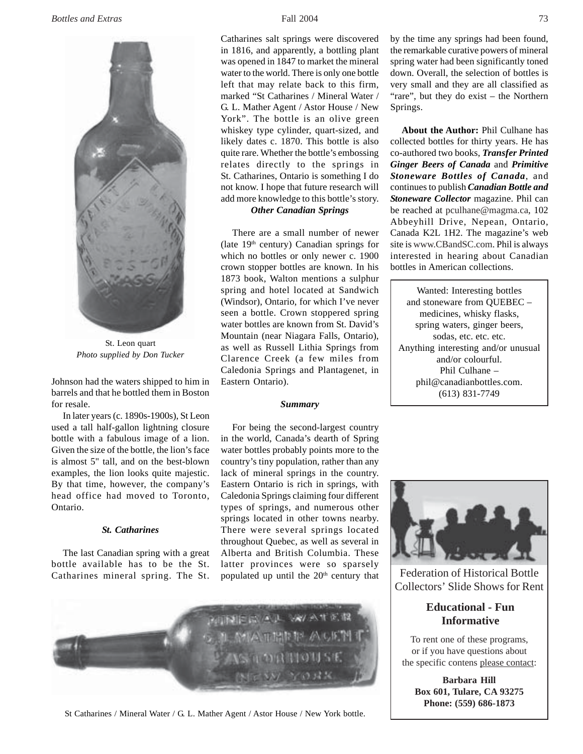St. Leon quart
*Photo supplied by Don Tucker*

Johnson had the waters shipped to him in barrels and that he bottled them in Boston for resale.

In later years (c. 1890s-1900s), St Leon used a tall half-gallon lightning closure bottle with a fabulous image of a lion. Given the size of the bottle, the lion's face is almost 5" tall, and on the best-blown examples, the lion looks quite majestic. By that time, however, the company's head office had moved to Toronto, Ontario.

### *St. Catharines*

The last Canadian spring with a great bottle available has to be the St. Catharines mineral spring. The St. Catharines salt springs were discovered in 1816, and apparently, a bottling plant was opened in 1847 to market the mineral water to the world. There is only one bottle left that may relate back to this firm, marked "St Catharines / Mineral Water / G. L. Mather Agent / Astor House / New York". The bottle is an olive green whiskey type cylinder, quart-sized, and likely dates c. 1870. This bottle is also quite rare. Whether the bottle's embossing relates directly to the springs in St. Catharines, Ontario is something I do not know. I hope that future research will add more knowledge to this bottle's story.

### *Other Canadian Springs*

There are a small number of newer (late 19th century) Canadian springs for which no bottles or only newer c. 1900 crown stopper bottles are known. In his 1873 book, Walton mentions a sulphur spring and hotel located at Sandwich (Windsor), Ontario, for which I've never seen a bottle. Crown stoppered spring water bottles are known from St. David's Mountain (near Niagara Falls, Ontario), as well as Russell Lithia Springs from Clarence Creek (a few miles from Caledonia Springs and Plantagenet, in Eastern Ontario).

### *Summary*

For being the second-largest country in the world, Canada's dearth of Spring water bottles probably points more to the country's tiny population, rather than any lack of mineral springs in the country. Eastern Ontario is rich in springs, with Caledonia Springs claiming four different types of springs, and numerous other springs located in other towns nearby. There were several springs located throughout Quebec, as well as several in Alberta and British Columbia. These latter provinces were so sparsely populated up until the 20th century that by the time any springs had been found, the remarkable curative powers of mineral spring water had been significantly toned down. Overall, the selection of bottles is very small and they are all classified as "rare", but they do exist – the Northern Springs.

St Catharines / Mineral Water / G. L. Mather Agent / Astor House / New York bottle.

**About the Author:** Phil Culhane has collected bottles for thirty years. He has co-authored two books, ***Transfer Printed Ginger Beers of Canada*** and ***Primitive Stoneware Bottles of Canada***, and continues to publish ***Canadian Bottle and Stoneware Collector*** magazine. Phil can be reached at pculhane@magma.ca, 102 Abbeyhill Drive, Nepean, Ontario, Canada K2L 1H2. The magazine's web site is www.CBandSC.com. Phil is always interested in hearing about Canadian bottles in American collections.

Wanted: Interesting bottles and stoneware from QUEBEC – medicines, whisky flasks, spring waters, ginger beers, sodas, etc. etc. etc.
Anything interesting and/or unusual and/or colourful.
Phil Culhane – phil@canadianbottles.com.
(613) 831-7749

Federation of Historical Bottle Collectors' Slide Shows for Rent

**Educational - Fun Informative**

To rent one of these programs, or if you have questions about the specific contens please contact:

**Barbara Hill**
**Box 601, Tulare, CA 93275**
**Phone: (559) 686-1873**